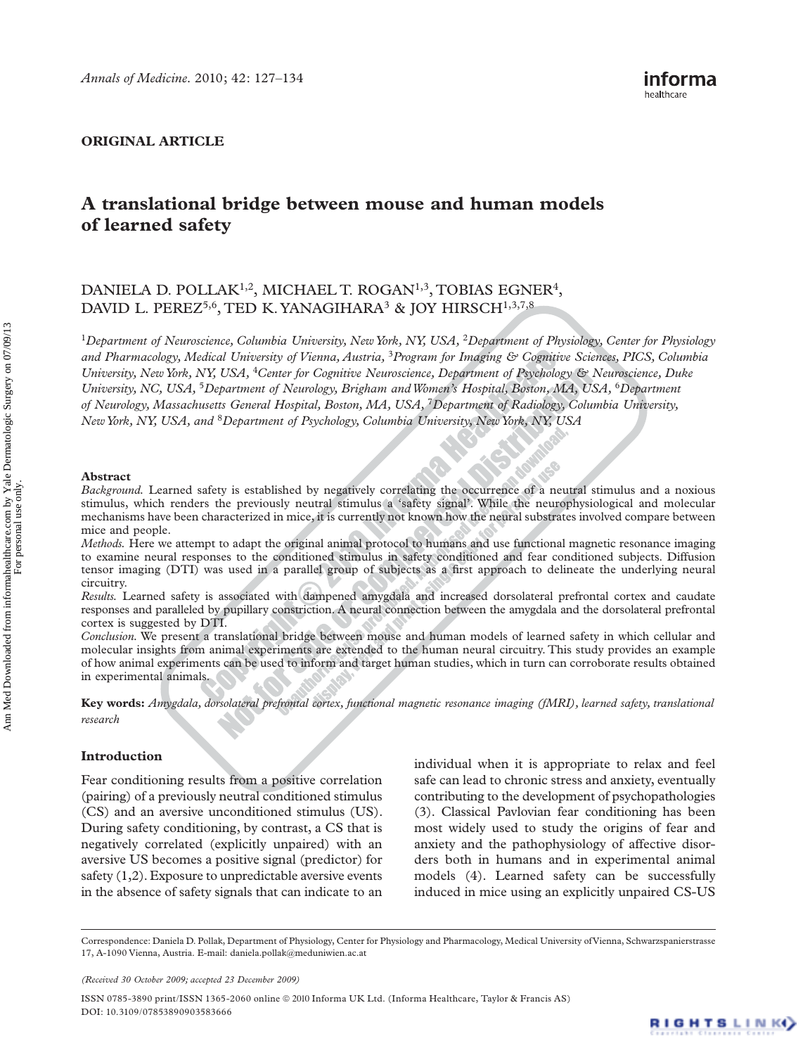ORIGINAL ARTICLE

# A translational bridge between mouse and human models of learned safety

DANIELA D. POLLAK[1,2], MICHAEL T. ROGAN[1,3], TOBIAS EGNER[4], DAVID L. PEREZ[5,6], TED K. YANAGIHARA[3] & JOY HIRSCH[1,3,7,8]

[1]*Department of Neuroscience, Columbia University, New York, NY, USA,* [2]*Department of Physiology, Center for Physiology and Pharmacology, Medical University of Vienna, Austria,* [3]*Program for Imaging & Cognitive Sciences, PICS, Columbia University, New York, NY, USA,* [4]*Center for Cognitive Neuroscience, Department of Psychology & Neuroscience, Duke University, NC, USA,* [5]*Department of Neurology, Brigham and Women's Hospital, Boston, MA, USA,* [6]*Department of Neurology, Massachusetts General Hospital, Boston, MA, USA,* [7]*Department of Radiology, Columbia University, New York, NY, USA, and* [8]*Department of Psychology, Columbia University, New York, NY, USA*

## Abstract

*Background.* Learned safety is established by negatively correlating the occurrence of a neutral stimulus and a noxious stimulus, which renders the previously neutral stimulus a 'safety signal'. While the neurophysiological and molecular mechanisms have been characterized in mice, it is currently not known how the neural substrates involved compare between mice and people.

*Methods.* Here we attempt to adapt the original animal protocol to humans and use functional magnetic resonance imaging to examine neural responses to the conditioned stimulus in safety conditioned and fear conditioned subjects. Diffusion tensor imaging (DTI) was used in a parallel group of subjects as a first approach to delineate the underlying neural circuitry.

*Results.* Learned safety is associated with dampened amygdala and increased dorsolateral prefrontal cortex and caudate responses and paralleled by pupillary constriction. A neural connection between the amygdala and the dorsolateral prefrontal cortex is suggested by DTI.

*Conclusion.* We present a translational bridge between mouse and human models of learned safety in which cellular and molecular insights from animal experiments are extended to the human neural circuitry. This study provides an example of how animal experiments can be used to inform and target human studies, which in turn can corroborate results obtained in experimental animals.

**Key words:** *Amygdala, dorsolateral prefrontal cortex, functional magnetic resonance imaging (fMRI), learned safety, translational research*

## Introduction

Fear conditioning results from a positive correlation (pairing) of a previously neutral conditioned stimulus (CS) and an aversive unconditioned stimulus (US). During safety conditioning, by contrast, a CS that is negatively correlated (explicitly unpaired) with an aversive US becomes a positive signal (predictor) for safety (1,2). Exposure to unpredictable aversive events in the absence of safety signals that can indicate to an individual when it is appropriate to relax and feel safe can lead to chronic stress and anxiety, eventually contributing to the development of psychopathologies (3). Classical Pavlovian fear conditioning has been most widely used to study the origins of fear and anxiety and the pathophysiology of affective disorders both in humans and in experimental animal models (4). Learned safety can be successfully induced in mice using an explicitly unpaired CS-US

Correspondence: Daniela D. Pollak, Department of Physiology, Center for Physiology and Pharmacology, Medical University of Vienna, Schwarzspanierstrasse 17, A-1090 Vienna, Austria. E-mail: daniela.pollak@meduniwien.ac.at

*(Received 30 October 2009; accepted 23 December 2009)*

ISSN 0785-3890 print/ISSN 1365-2060 online © 2010 Informa UK Ltd. (Informa Healthcare, Taylor & Francis AS)
DOI: 10.3109/07853890903583666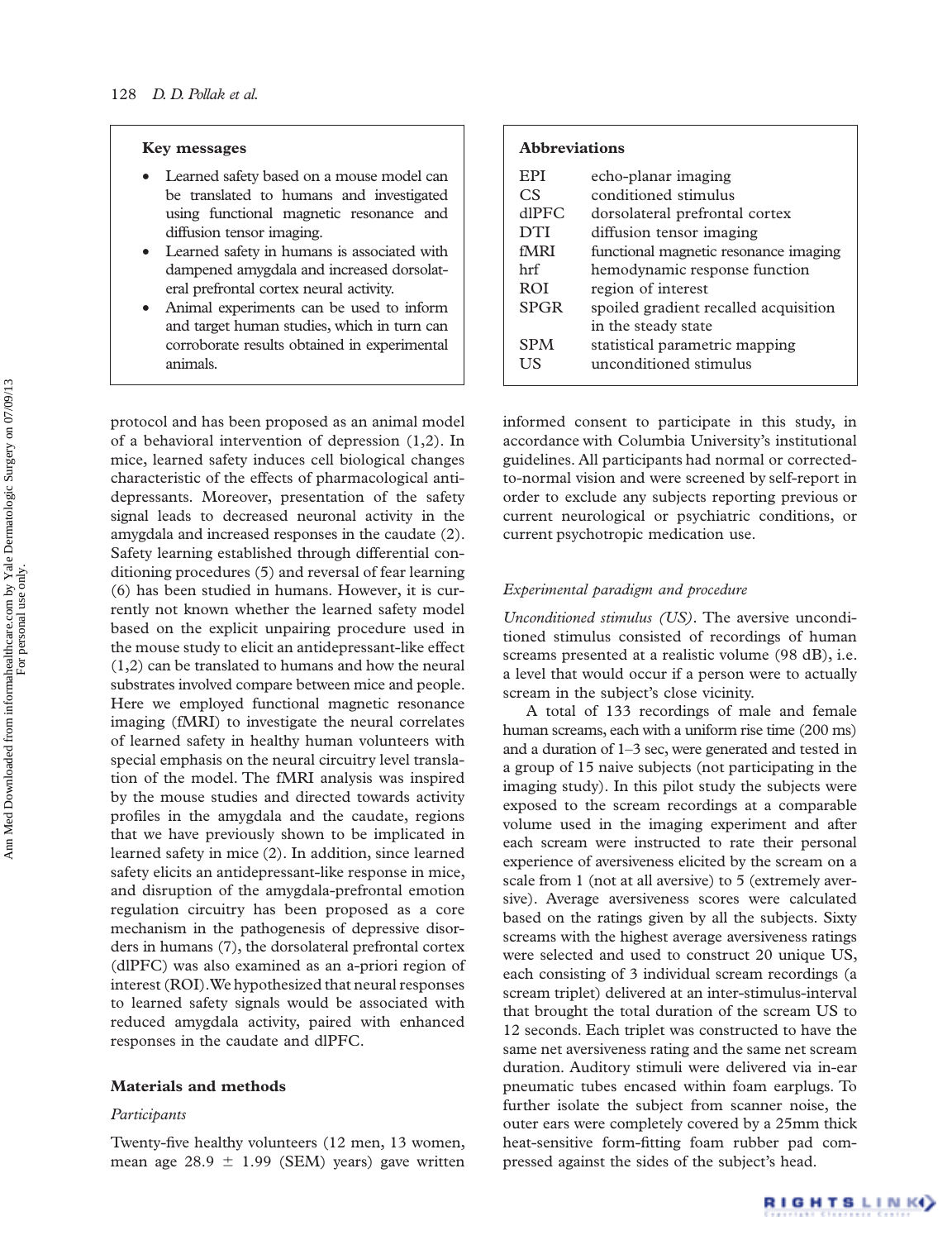## Key messages

- Learned safety based on a mouse model can be translated to humans and investigated using functional magnetic resonance and diffusion tensor imaging.
- Learned safety in humans is associated with dampened amygdala and increased dorsolateral prefrontal cortex neural activity.
- Animal experiments can be used to inform and target human studies, which in turn can corroborate results obtained in experimental animals.

## Abbreviations

| | |
|---|---|
| EPI | echo-planar imaging |
| CS | conditioned stimulus |
| dlPFC | dorsolateral prefrontal cortex |
| DTI | diffusion tensor imaging |
| fMRI | functional magnetic resonance imaging |
| hrf | hemodynamic response function |
| ROI | region of interest |
| SPGR | spoiled gradient recalled acquisition in the steady state |
| SPM | statistical parametric mapping |
| US | unconditioned stimulus |

protocol and has been proposed as an animal model of a behavioral intervention of depression (1,2). In mice, learned safety induces cell biological changes characteristic of the effects of pharmacological antidepressants. Moreover, presentation of the safety signal leads to decreased neuronal activity in the amygdala and increased responses in the caudate (2). Safety learning established through differential conditioning procedures (5) and reversal of fear learning (6) has been studied in humans. However, it is currently not known whether the learned safety model based on the explicit unpairing procedure used in the mouse study to elicit an antidepressant-like effect (1,2) can be translated to humans and how the neural substrates involved compare between mice and people. Here we employed functional magnetic resonance imaging (fMRI) to investigate the neural correlates of learned safety in healthy human volunteers with special emphasis on the neural circuitry level translation of the model. The fMRI analysis was inspired by the mouse studies and directed towards activity profiles in the amygdala and the caudate, regions that we have previously shown to be implicated in learned safety in mice (2). In addition, since learned safety elicits an antidepressant-like response in mice, and disruption of the amygdala-prefrontal emotion regulation circuitry has been proposed as a core mechanism in the pathogenesis of depressive disorders in humans (7), the dorsolateral prefrontal cortex (dlPFC) was also examined as an a-priori region of interest (ROI). We hypothesized that neural responses to learned safety signals would be associated with reduced amygdala activity, paired with enhanced responses in the caudate and dlPFC.

## Materials and methods

### *Participants*

Twenty-five healthy volunteers (12 men, 13 women, mean age 28.9 ± 1.99 (SEM) years) gave written informed consent to participate in this study, in accordance with Columbia University's institutional guidelines. All participants had normal or corrected-to-normal vision and were screened by self-report in order to exclude any subjects reporting previous or current neurological or psychiatric conditions, or current psychotropic medication use.

### *Experimental paradigm and procedure*

*Unconditioned stimulus (US).* The aversive unconditioned stimulus consisted of recordings of human screams presented at a realistic volume (98 dB), i.e. a level that would occur if a person were to actually scream in the subject's close vicinity.

A total of 133 recordings of male and female human screams, each with a uniform rise time (200 ms) and a duration of 1–3 sec, were generated and tested in a group of 15 naive subjects (not participating in the imaging study). In this pilot study the subjects were exposed to the scream recordings at a comparable volume used in the imaging experiment and after each scream were instructed to rate their personal experience of aversiveness elicited by the scream on a scale from 1 (not at all aversive) to 5 (extremely aversive). Average aversiveness scores were calculated based on the ratings given by all the subjects. Sixty screams with the highest average aversiveness ratings were selected and used to construct 20 unique US, each consisting of 3 individual scream recordings (a scream triplet) delivered at an inter-stimulus-interval that brought the total duration of the scream US to 12 seconds. Each triplet was constructed to have the same net aversiveness rating and the same net scream duration. Auditory stimuli were delivered via in-ear pneumatic tubes encased within foam earplugs. To further isolate the subject from scanner noise, the outer ears were completely covered by a 25mm thick heat-sensitive form-fitting foam rubber pad compressed against the sides of the subject's head.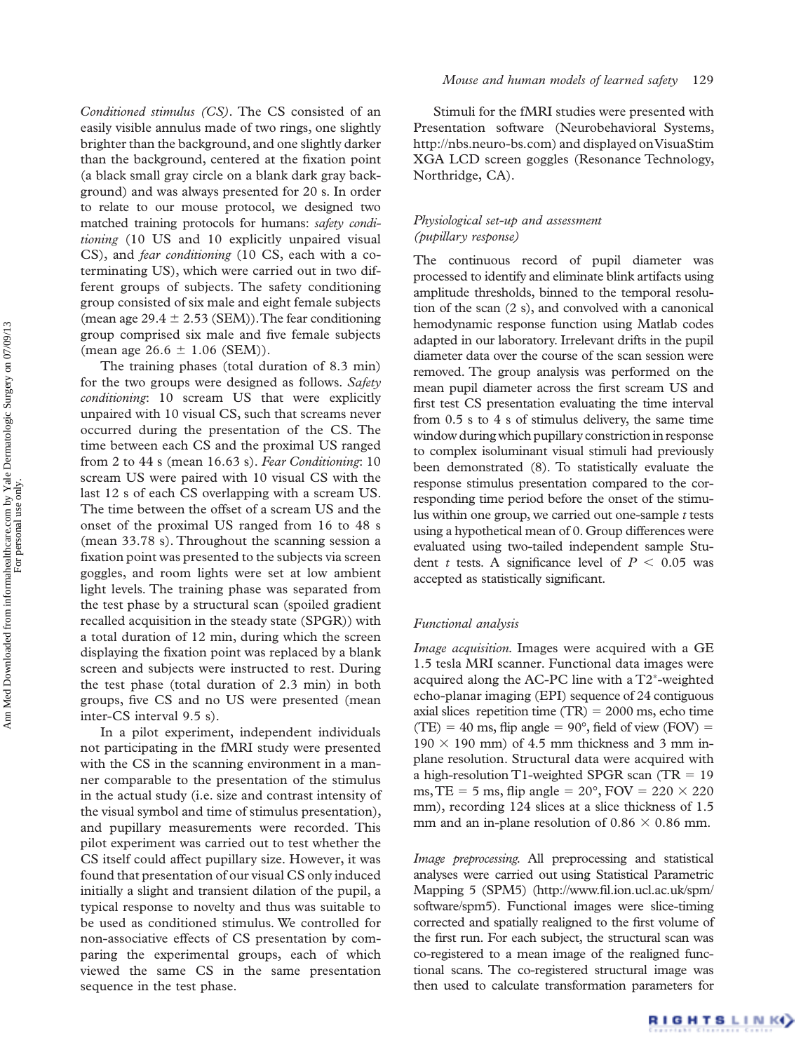*Conditioned stimulus (CS)*. The CS consisted of an easily visible annulus made of two rings, one slightly brighter than the background, and one slightly darker than the background, centered at the fixation point (a black small gray circle on a blank dark gray background) and was always presented for 20 s. In order to relate to our mouse protocol, we designed two matched training protocols for humans: *safety conditioning* (10 US and 10 explicitly unpaired visual CS), and *fear conditioning* (10 CS, each with a co-terminating US), which were carried out in two different groups of subjects. The safety conditioning group consisted of six male and eight female subjects (mean age 29.4 ± 2.53 (SEM)). The fear conditioning group comprised six male and five female subjects (mean age 26.6 ± 1.06 (SEM)).

The training phases (total duration of 8.3 min) for the two groups were designed as follows. *Safety conditioning*: 10 scream US that were explicitly unpaired with 10 visual CS, such that screams never occurred during the presentation of the CS. The time between each CS and the proximal US ranged from 2 to 44 s (mean 16.63 s). *Fear Conditioning*: 10 scream US were paired with 10 visual CS with the last 12 s of each CS overlapping with a scream US. The time between the offset of a scream US and the onset of the proximal US ranged from 16 to 48 s (mean 33.78 s). Throughout the scanning session a fixation point was presented to the subjects via screen goggles, and room lights were set at low ambient light levels. The training phase was separated from the test phase by a structural scan (spoiled gradient recalled acquisition in the steady state (SPGR)) with a total duration of 12 min, during which the screen displaying the fixation point was replaced by a blank screen and subjects were instructed to rest. During the test phase (total duration of 2.3 min) in both groups, five CS and no US were presented (mean inter-CS interval 9.5 s).

In a pilot experiment, independent individuals not participating in the fMRI study were presented with the CS in the scanning environment in a manner comparable to the presentation of the stimulus in the actual study (i.e. size and contrast intensity of the visual symbol and time of stimulus presentation), and pupillary measurements were recorded. This pilot experiment was carried out to test whether the CS itself could affect pupillary size. However, it was found that presentation of our visual CS only induced initially a slight and transient dilation of the pupil, a typical response to novelty and thus was suitable to be used as conditioned stimulus. We controlled for non-associative effects of CS presentation by comparing the experimental groups, each of which viewed the same CS in the same presentation sequence in the test phase.

Stimuli for the fMRI studies were presented with Presentation software (Neurobehavioral Systems, http://nbs.neuro-bs.com) and displayed on VisuaStim XGA LCD screen goggles (Resonance Technology, Northridge, CA).

### *Physiological set-up and assessment (pupillary response)*

The continuous record of pupil diameter was processed to identify and eliminate blink artifacts using amplitude thresholds, binned to the temporal resolution of the scan (2 s), and convolved with a canonical hemodynamic response function using Matlab codes adapted in our laboratory. Irrelevant drifts in the pupil diameter data over the course of the scan session were removed. The group analysis was performed on the mean pupil diameter across the first scream US and first test CS presentation evaluating the time interval from 0.5 s to 4 s of stimulus delivery, the same time window during which pupillary constriction in response to complex isoluminant visual stimuli had previously been demonstrated (8). To statistically evaluate the response stimulus presentation compared to the corresponding time period before the onset of the stimulus within one group, we carried out one-sample $t$ tests using a hypothetical mean of 0. Group differences were evaluated using two-tailed independent sample Student $t$ tests. A significance level of $P < 0.05$ was accepted as statistically significant.

### *Functional analysis*

*Image acquisition.* Images were acquired with a GE 1.5 tesla MRI scanner. Functional data images were acquired along the AC-PC line with a $T2^*$-weighted echo-planar imaging (EPI) sequence of 24 contiguous axial slices repetition time (TR) = 2000 ms, echo time (TE) = 40 ms, flip angle = 90°, field of view (FOV) = 190 × 190 mm) of 4.5 mm thickness and 3 mm in-plane resolution. Structural data were acquired with a high-resolution T1-weighted SPGR scan (TR = 19 ms, TE = 5 ms, flip angle = 20°, FOV = 220 × 220 mm), recording 124 slices at a slice thickness of 1.5 mm and an in-plane resolution of 0.86 × 0.86 mm.

*Image preprocessing.* All preprocessing and statistical analyses were carried out using Statistical Parametric Mapping 5 (SPM5) (http://www.fil.ion.ucl.ac.uk/spm/software/spm5). Functional images were slice-timing corrected and spatially realigned to the first volume of the first run. For each subject, the structural scan was co-registered to a mean image of the realigned functional scans. The co-registered structural image was then used to calculate transformation parameters for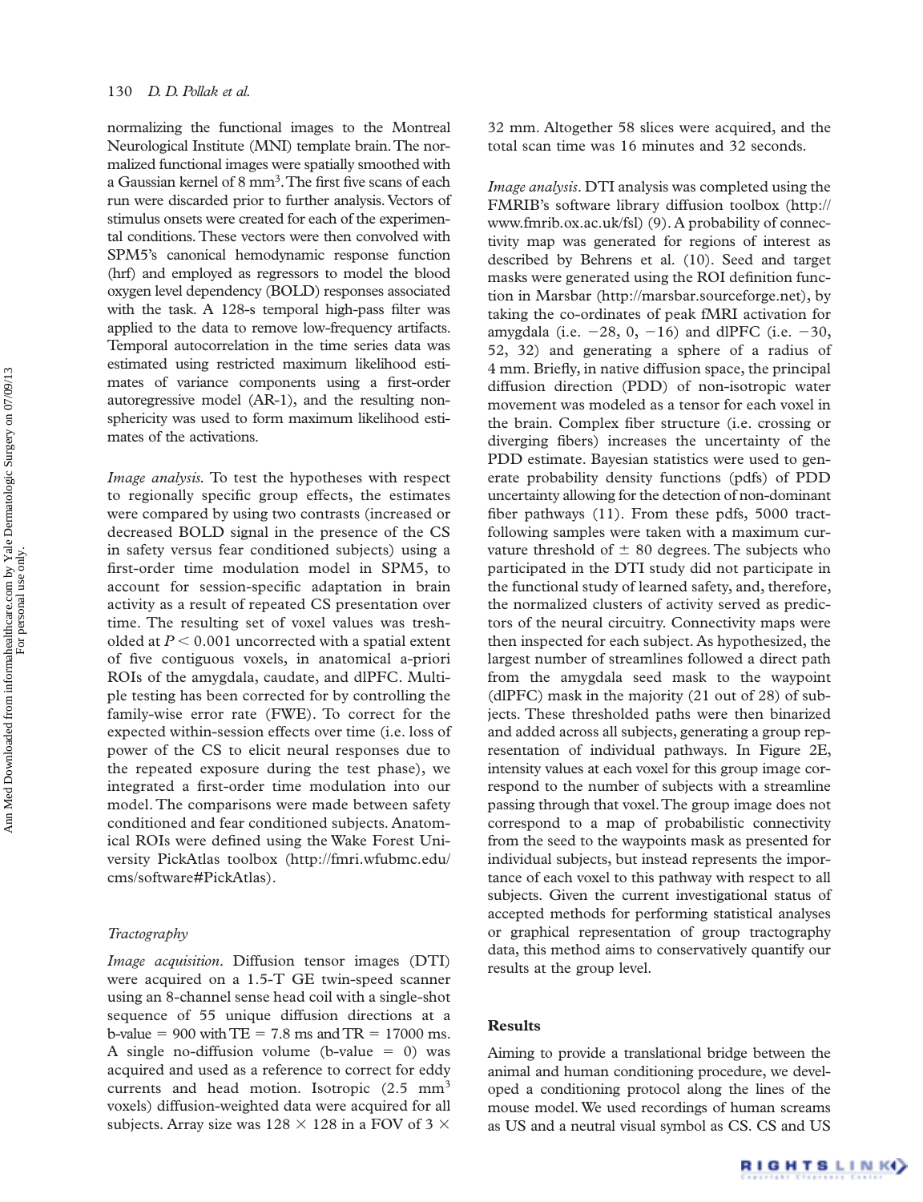normalizing the functional images to the Montreal Neurological Institute (MNI) template brain. The normalized functional images were spatially smoothed with a Gaussian kernel of 8 $mm^3$. The first five scans of each run were discarded prior to further analysis. Vectors of stimulus onsets were created for each of the experimental conditions. These vectors were then convolved with SPM5's canonical hemodynamic response function (hrf) and employed as regressors to model the blood oxygen level dependency (BOLD) responses associated with the task. A 128-s temporal high-pass filter was applied to the data to remove low-frequency artifacts. Temporal autocorrelation in the time series data was estimated using restricted maximum likelihood estimates of variance components using a first-order autoregressive model (AR-1), and the resulting non-sphericity was used to form maximum likelihood estimates of the activations.

*Image analysis.* To test the hypotheses with respect to regionally specific group effects, the estimates were compared by using two contrasts (increased or decreased BOLD signal in the presence of the CS in safety versus fear conditioned subjects) using a first-order time modulation model in SPM5, to account for session-specific adaptation in brain activity as a result of repeated CS presentation over time. The resulting set of voxel values was thresholded at $P < 0.001$ uncorrected with a spatial extent of five contiguous voxels, in anatomical a-priori ROIs of the amygdala, caudate, and dlPFC. Multiple testing has been corrected for by controlling the family-wise error rate (FWE). To correct for the expected within-session effects over time (i.e. loss of power of the CS to elicit neural responses due to the repeated exposure during the test phase), we integrated a first-order time modulation into our model. The comparisons were made between safety conditioned and fear conditioned subjects. Anatomical ROIs were defined using the Wake Forest University PickAtlas toolbox (http://fmri.wfubmc.edu/cms/software#PickAtlas).

### Tractography

*Image acquisition.* Diffusion tensor images (DTI) were acquired on a 1.5-T GE twin-speed scanner using an 8-channel sense head coil with a single-shot sequence of 55 unique diffusion directions at a b-value = 900 with TE = 7.8 ms and TR = 17000 ms. A single no-diffusion volume (b-value = 0) was acquired and used as a reference to correct for eddy currents and head motion. Isotropic (2.5 $mm^3$ voxels) diffusion-weighted data were acquired for all subjects. Array size was $128 \times 128$ in a FOV of $3 \times 32$ mm. Altogether 58 slices were acquired, and the total scan time was 16 minutes and 32 seconds.

*Image analysis.* DTI analysis was completed using the FMRIB's software library diffusion toolbox (http://www.fmrib.ox.ac.uk/fsl) (9). A probability of connectivity map was generated for regions of interest as described by Behrens et al. (10). Seed and target masks were generated using the ROI definition function in Marsbar (http://marsbar.sourceforge.net), by taking the co-ordinates of peak fMRI activation for amygdala (i.e. −28, 0, −16) and dlPFC (i.e. −30, 52, 32) and generating a sphere of a radius of 4 mm. Briefly, in native diffusion space, the principal diffusion direction (PDD) of non-isotropic water movement was modeled as a tensor for each voxel in the brain. Complex fiber structure (i.e. crossing or diverging fibers) increases the uncertainty of the PDD estimate. Bayesian statistics were used to generate probability density functions (pdfs) of PDD uncertainty allowing for the detection of non-dominant fiber pathways (11). From these pdfs, 5000 tract-following samples were taken with a maximum curvature threshold of ± 80 degrees. The subjects who participated in the DTI study did not participate in the functional study of learned safety, and, therefore, the normalized clusters of activity served as predictors of the neural circuitry. Connectivity maps were then inspected for each subject. As hypothesized, the largest number of streamlines followed a direct path from the amygdala seed mask to the waypoint (dlPFC) mask in the majority (21 out of 28) of subjects. These thresholded paths were then binarized and added across all subjects, generating a group representation of individual pathways. In Figure 2E, intensity values at each voxel for this group image correspond to the number of subjects with a streamline passing through that voxel. The group image does not correspond to a map of probabilistic connectivity from the seed to the waypoints mask as presented for individual subjects, but instead represents the importance of each voxel to this pathway with respect to all subjects. Given the current investigational status of accepted methods for performing statistical analyses or graphical representation of group tractography data, this method aims to conservatively quantify our results at the group level.

## Results

Aiming to provide a translational bridge between the animal and human conditioning procedure, we developed a conditioning protocol along the lines of the mouse model. We used recordings of human screams as US and a neutral visual symbol as CS. CS and US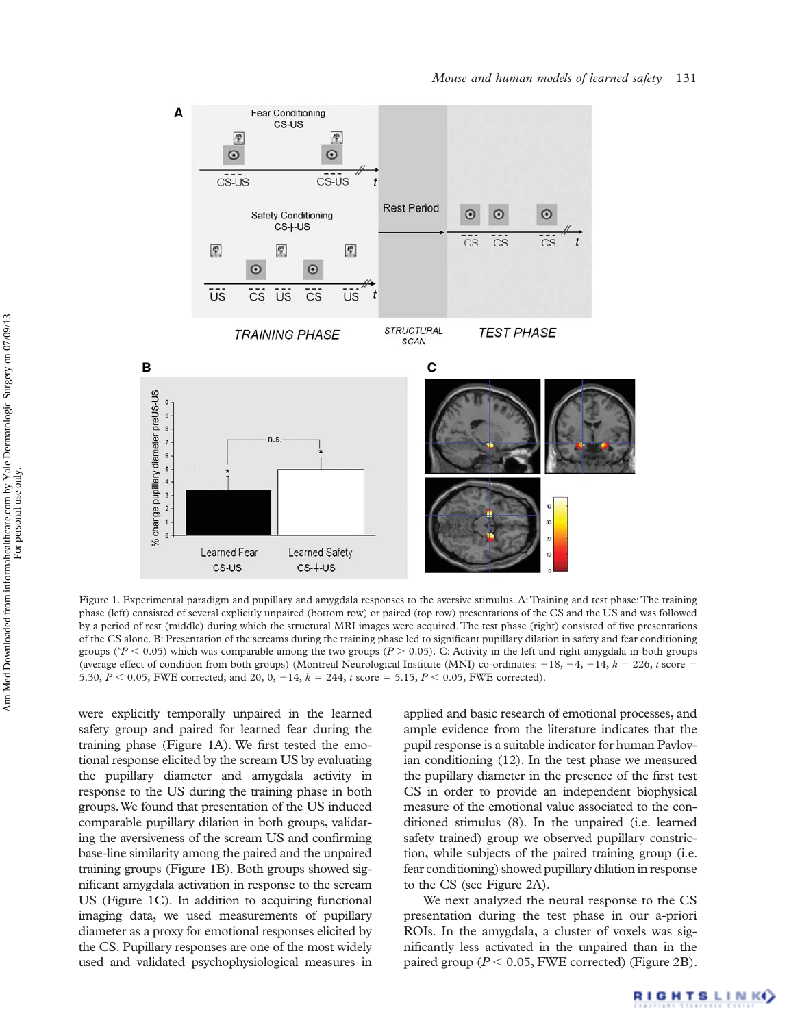Figure 1. Experimental paradigm and pupillary and amygdala responses to the aversive stimulus. A: Training and test phase: The training phase (left) consisted of several explicitly unpaired (bottom row) or paired (top row) presentations of the CS and the US and was followed by a period of rest (middle) during which the structural MRI images were acquired. The test phase (right) consisted of five presentations of the CS alone. B: Presentation of the screams during the training phase led to significant pupillary dilation in safety and fear conditioning groups ($^{*}P < 0.05$) which was comparable among the two groups ($P > 0.05$). C: Activity in the left and right amygdala in both groups (average effect of condition from both groups) (Montreal Neurological Institute (MNI) co-ordinates: −18, −4, −14, $k = 226$, $t$ score = 5.30, $P < 0.05$, FWE corrected; and 20, 0, −14, $k = 244$, $t$ score = 5.15, $P < 0.05$, FWE corrected).

were explicitly temporally unpaired in the learned safety group and paired for learned fear during the training phase (Figure 1A). We first tested the emotional response elicited by the scream US by evaluating the pupillary diameter and amygdala activity in response to the US during the training phase in both groups. We found that presentation of the US induced comparable pupillary dilation in both groups, validating the aversiveness of the scream US and confirming base-line similarity among the paired and the unpaired training groups (Figure 1B). Both groups showed significant amygdala activation in response to the scream US (Figure 1C). In addition to acquiring functional imaging data, we used measurements of pupillary diameter as a proxy for emotional responses elicited by the CS. Pupillary responses are one of the most widely used and validated psychophysiological measures in applied and basic research of emotional processes, and ample evidence from the literature indicates that the pupil response is a suitable indicator for human Pavlovian conditioning (12). In the test phase we measured the pupillary diameter in the presence of the first test CS in order to provide an independent biophysical measure of the emotional value associated to the conditioned stimulus (8). In the unpaired (i.e. learned safety trained) group we observed pupillary constriction, while subjects of the paired training group (i.e. fear conditioning) showed pupillary dilation in response to the CS (see Figure 2A).

We next analyzed the neural response to the CS presentation during the test phase in our a-priori ROIs. In the amygdala, a cluster of voxels was significantly less activated in the unpaired than in the paired group ($P < 0.05$, FWE corrected) (Figure 2B).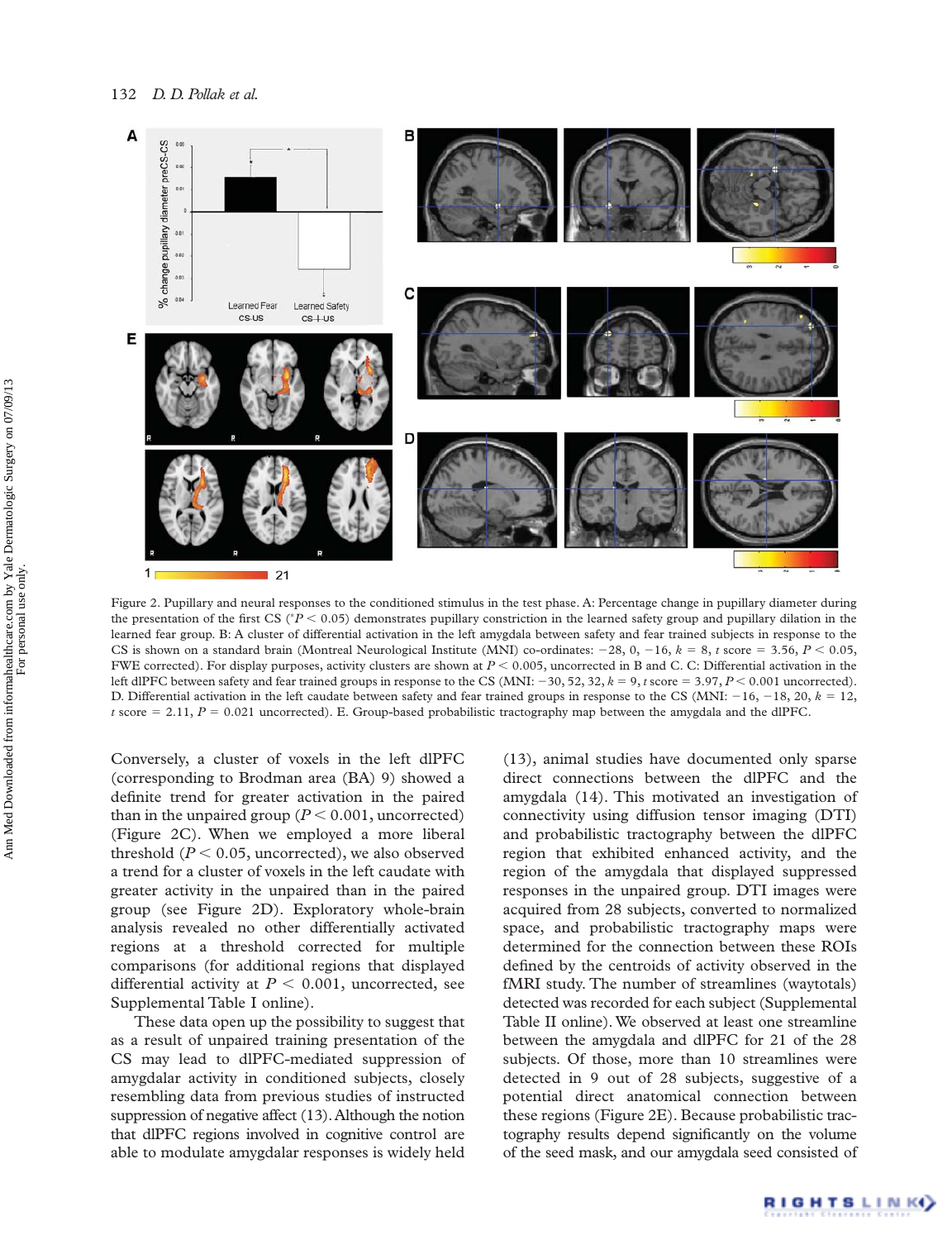Figure 2. Pupillary and neural responses to the conditioned stimulus in the test phase. A: Percentage change in pupillary diameter during the presentation of the first CS (*$P < 0.05$) demonstrates pupillary constriction in the learned safety group and pupillary dilation in the learned fear group. B: A cluster of differential activation in the left amygdala between safety and fear trained subjects in response to the CS is shown on a standard brain (Montreal Neurological Institute (MNI) co-ordinates: −28, 0, −16, $k$ = 8, $t$ score = 3.56, $P < 0.05$, FWE corrected). For display purposes, activity clusters are shown at $P < 0.005$, uncorrected in B and C. C: Differential activation in the left dlPFC between safety and fear trained groups in response to the CS (MNI: −30, 52, 32, $k$ = 9, $t$ score = 3.97, $P < 0.001$ uncorrected). D. Differential activation in the left caudate between safety and fear trained groups in response to the CS (MNI: −16, −18, 20, $k$ = 12, $t$ score = 2.11, $P$ = 0.021 uncorrected). E. Group-based probabilistic tractography map between the amygdala and the dlPFC.

Conversely, a cluster of voxels in the left dlPFC (corresponding to Brodman area (BA) 9) showed a definite trend for greater activation in the paired than in the unpaired group ($P < 0.001$, uncorrected) (Figure 2C). When we employed a more liberal threshold ($P < 0.05$, uncorrected), we also observed a trend for a cluster of voxels in the left caudate with greater activity in the unpaired than in the paired group (see Figure 2D). Exploratory whole-brain analysis revealed no other differentially activated regions at a threshold corrected for multiple comparisons (for additional regions that displayed differential activity at $P < 0.001$, uncorrected, see Supplemental Table I online).

These data open up the possibility to suggest that as a result of unpaired training presentation of the CS may lead to dlPFC-mediated suppression of amygdalar activity in conditioned subjects, closely resembling data from previous studies of instructed suppression of negative affect (13). Although the notion that dlPFC regions involved in cognitive control are able to modulate amygdalar responses is widely held (13), animal studies have documented only sparse direct connections between the dlPFC and the amygdala (14). This motivated an investigation of connectivity using diffusion tensor imaging (DTI) and probabilistic tractography between the dlPFC region that exhibited enhanced activity, and the region of the amygdala that displayed suppressed responses in the unpaired group. DTI images were acquired from 28 subjects, converted to normalized space, and probabilistic tractography maps were determined for the connection between these ROIs defined by the centroids of activity observed in the fMRI study. The number of streamlines (waytotals) detected was recorded for each subject (Supplemental Table II online). We observed at least one streamline between the amygdala and dlPFC for 21 of the 28 subjects. Of those, more than 10 streamlines were detected in 9 out of 28 subjects, suggestive of a potential direct anatomical connection between these regions (Figure 2E). Because probabilistic tractography results depend significantly on the volume of the seed mask, and our amygdala seed consisted of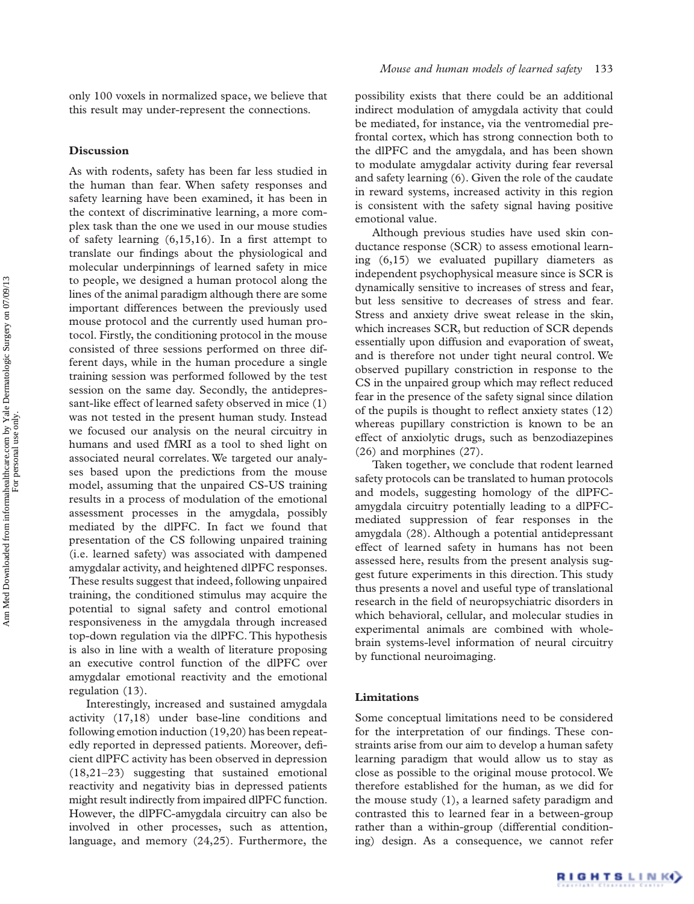only 100 voxels in normalized space, we believe that this result may under-represent the connections.

## Discussion

As with rodents, safety has been far less studied in the human than fear. When safety responses and safety learning have been examined, it has been in the context of discriminative learning, a more complex task than the one we used in our mouse studies of safety learning (6,15,16). In a first attempt to translate our findings about the physiological and molecular underpinnings of learned safety in mice to people, we designed a human protocol along the lines of the animal paradigm although there are some important differences between the previously used mouse protocol and the currently used human protocol. Firstly, the conditioning protocol in the mouse consisted of three sessions performed on three different days, while in the human procedure a single training session was performed followed by the test session on the same day. Secondly, the antidepressant-like effect of learned safety observed in mice (1) was not tested in the present human study. Instead we focused our analysis on the neural circuitry in humans and used fMRI as a tool to shed light on associated neural correlates. We targeted our analyses based upon the predictions from the mouse model, assuming that the unpaired CS-US training results in a process of modulation of the emotional assessment processes in the amygdala, possibly mediated by the dlPFC. In fact we found that presentation of the CS following unpaired training (i.e. learned safety) was associated with dampened amygdalar activity, and heightened dlPFC responses. These results suggest that indeed, following unpaired training, the conditioned stimulus may acquire the potential to signal safety and control emotional responsiveness in the amygdala through increased top-down regulation via the dlPFC. This hypothesis is also in line with a wealth of literature proposing an executive control function of the dlPFC over amygdalar emotional reactivity and the emotional regulation (13).

Interestingly, increased and sustained amygdala activity (17,18) under base-line conditions and following emotion induction (19,20) has been repeatedly reported in depressed patients. Moreover, deficient dlPFC activity has been observed in depression (18,21–23) suggesting that sustained emotional reactivity and negativity bias in depressed patients might result indirectly from impaired dlPFC function. However, the dlPFC-amygdala circuitry can also be involved in other processes, such as attention, language, and memory (24,25). Furthermore, the possibility exists that there could be an additional indirect modulation of amygdala activity that could be mediated, for instance, via the ventromedial prefrontal cortex, which has strong connection both to the dlPFC and the amygdala, and has been shown to modulate amygdalar activity during fear reversal and safety learning (6). Given the role of the caudate in reward systems, increased activity in this region is consistent with the safety signal having positive emotional value.

Although previous studies have used skin conductance response (SCR) to assess emotional learning (6,15) we evaluated pupillary diameters as independent psychophysical measure since is SCR is dynamically sensitive to increases of stress and fear, but less sensitive to decreases of stress and fear. Stress and anxiety drive sweat release in the skin, which increases SCR, but reduction of SCR depends essentially upon diffusion and evaporation of sweat, and is therefore not under tight neural control. We observed pupillary constriction in response to the CS in the unpaired group which may reflect reduced fear in the presence of the safety signal since dilation of the pupils is thought to reflect anxiety states (12) whereas pupillary constriction is known to be an effect of anxiolytic drugs, such as benzodiazepines (26) and morphines (27).

Taken together, we conclude that rodent learned safety protocols can be translated to human protocols and models, suggesting homology of the dlPFC-amygdala circuitry potentially leading to a dlPFC-mediated suppression of fear responses in the amygdala (28). Although a potential antidepressant effect of learned safety in humans has not been assessed here, results from the present analysis suggest future experiments in this direction. This study thus presents a novel and useful type of translational research in the field of neuropsychiatric disorders in which behavioral, cellular, and molecular studies in experimental animals are combined with whole-brain systems-level information of neural circuitry by functional neuroimaging.

## Limitations

Some conceptual limitations need to be considered for the interpretation of our findings. These constraints arise from our aim to develop a human safety learning paradigm that would allow us to stay as close as possible to the original mouse protocol. We therefore established for the human, as we did for the mouse study (1), a learned safety paradigm and contrasted this to learned fear in a between-group rather than a within-group (differential conditioning) design. As a consequence, we cannot refer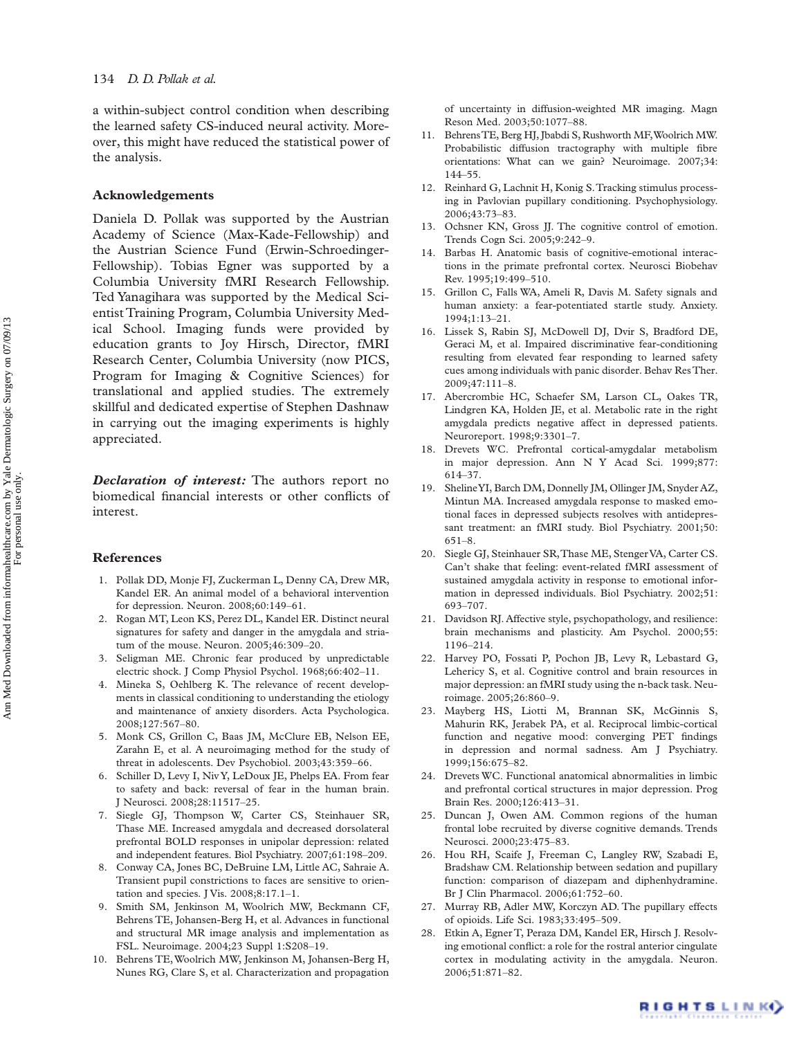a within-subject control condition when describing the learned safety CS-induced neural activity. Moreover, this might have reduced the statistical power of the analysis.

## Acknowledgements

Daniela D. Pollak was supported by the Austrian Academy of Science (Max-Kade-Fellowship) and the Austrian Science Fund (Erwin-Schroedinger-Fellowship). Tobias Egner was supported by a Columbia University fMRI Research Fellowship. Ted Yanagihara was supported by the Medical Scientist Training Program, Columbia University Medical School. Imaging funds were provided by education grants to Joy Hirsch, Director, fMRI Research Center, Columbia University (now PICS, Program for Imaging & Cognitive Sciences) for translational and applied studies. The extremely skillful and dedicated expertise of Stephen Dashnaw in carrying out the imaging experiments is highly appreciated.

***Declaration of interest:*** The authors report no biomedical financial interests or other conflicts of interest.

## References

1. Pollak DD, Monje FJ, Zuckerman L, Denny CA, Drew MR, Kandel ER. An animal model of a behavioral intervention for depression. Neuron. 2008;60:149–61.
2. Rogan MT, Leon KS, Perez DL, Kandel ER. Distinct neural signatures for safety and danger in the amygdala and striatum of the mouse. Neuron. 2005;46:309–20.
3. Seligman ME. Chronic fear produced by unpredictable electric shock. J Comp Physiol Psychol. 1968;66:402–11.
4. Mineka S, Oehlberg K. The relevance of recent developments in classical conditioning to understanding the etiology and maintenance of anxiety disorders. Acta Psychologica. 2008;127:567–80.
5. Monk CS, Grillon C, Baas JM, McClure EB, Nelson EE, Zarahn E, et al. A neuroimaging method for the study of threat in adolescents. Dev Psychobiol. 2003;43:359–66.
6. Schiller D, Levy I, Niv Y, LeDoux JE, Phelps EA. From fear to safety and back: reversal of fear in the human brain. J Neurosci. 2008;28:11517–25.
7. Siegle GJ, Thompson W, Carter CS, Steinhauer SR, Thase ME. Increased amygdala and decreased dorsolateral prefrontal BOLD responses in unipolar depression: related and independent features. Biol Psychiatry. 2007;61:198–209.
8. Conway CA, Jones BC, DeBruine LM, Little AC, Sahraie A. Transient pupil constrictions to faces are sensitive to orientation and species. J Vis. 2008;8:17.1–1.
9. Smith SM, Jenkinson M, Woolrich MW, Beckmann CF, Behrens TE, Johansen-Berg H, et al. Advances in functional and structural MR image analysis and implementation as FSL. Neuroimage. 2004;23 Suppl 1:S208–19.
10. Behrens TE, Woolrich MW, Jenkinson M, Johansen-Berg H, Nunes RG, Clare S, et al. Characterization and propagation of uncertainty in diffusion-weighted MR imaging. Magn Reson Med. 2003;50:1077–88.
11. Behrens TE, Berg HJ, Jbabdi S, Rushworth MF, Woolrich MW. Probabilistic diffusion tractography with multiple fibre orientations: What can we gain? Neuroimage. 2007;34:144–55.
12. Reinhard G, Lachnit H, Konig S. Tracking stimulus processing in Pavlovian pupillary conditioning. Psychophysiology. 2006;43:73–83.
13. Ochsner KN, Gross JJ. The cognitive control of emotion. Trends Cogn Sci. 2005;9:242–9.
14. Barbas H. Anatomic basis of cognitive-emotional interactions in the primate prefrontal cortex. Neurosci Biobehav Rev. 1995;19:499–510.
15. Grillon C, Falls WA, Ameli R, Davis M. Safety signals and human anxiety: a fear-potentiated startle study. Anxiety. 1994;1:13–21.
16. Lissek S, Rabin SJ, McDowell DJ, Dvir S, Bradford DE, Geraci M, et al. Impaired discriminative fear-conditioning resulting from elevated fear responding to learned safety cues among individuals with panic disorder. Behav Res Ther. 2009;47:111–8.
17. Abercrombie HC, Schaefer SM, Larson CL, Oakes TR, Lindgren KA, Holden JE, et al. Metabolic rate in the right amygdala predicts negative affect in depressed patients. Neuroreport. 1998;9:3301–7.
18. Drevets WC. Prefrontal cortical-amygdalar metabolism in major depression. Ann N Y Acad Sci. 1999;877:614–37.
19. Sheline YI, Barch DM, Donnelly JM, Ollinger JM, Snyder AZ, Mintun MA. Increased amygdala response to masked emotional faces in depressed subjects resolves with antidepressant treatment: an fMRI study. Biol Psychiatry. 2001;50:651–8.
20. Siegle GJ, Steinhauer SR, Thase ME, Stenger VA, Carter CS. Can't shake that feeling: event-related fMRI assessment of sustained amygdala activity in response to emotional information in depressed individuals. Biol Psychiatry. 2002;51:693–707.
21. Davidson RJ. Affective style, psychopathology, and resilience: brain mechanisms and plasticity. Am Psychol. 2000;55:1196–214.
22. Harvey PO, Fossati P, Pochon JB, Levy R, Lebastard G, Lehericy S, et al. Cognitive control and brain resources in major depression: an fMRI study using the n-back task. Neuroimage. 2005;26:860–9.
23. Mayberg HS, Liotti M, Brannan SK, McGinnis S, Mahurin RK, Jerabek PA, et al. Reciprocal limbic-cortical function and negative mood: converging PET findings in depression and normal sadness. Am J Psychiatry. 1999;156:675–82.
24. Drevets WC. Functional anatomical abnormalities in limbic and prefrontal cortical structures in major depression. Prog Brain Res. 2000;126:413–31.
25. Duncan J, Owen AM. Common regions of the human frontal lobe recruited by diverse cognitive demands. Trends Neurosci. 2000;23:475–83.
26. Hou RH, Scaife J, Freeman C, Langley RW, Szabadi E, Bradshaw CM. Relationship between sedation and pupillary function: comparison of diazepam and diphenhydramine. Br J Clin Pharmacol. 2006;61:752–60.
27. Murray RB, Adler MW, Korczyn AD. The pupillary effects of opioids. Life Sci. 1983;33:495–509.
28. Etkin A, Egner T, Peraza DM, Kandel ER, Hirsch J. Resolving emotional conflict: a role for the rostral anterior cingulate cortex in modulating activity in the amygdala. Neuron. 2006;51:871–82.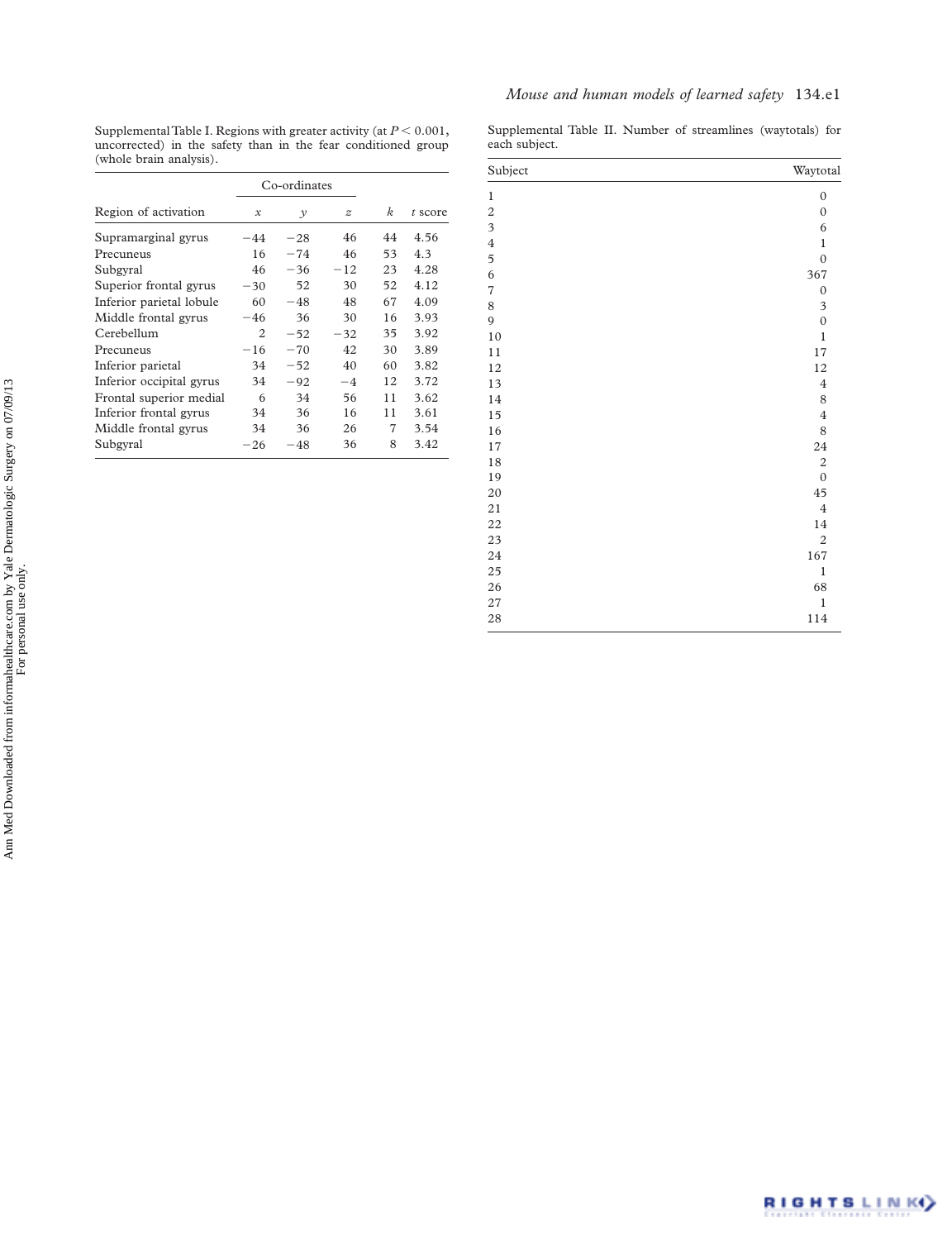Supplemental Table I. Regions with greater activity (at $P < 0.001$, uncorrected) in the safety than in the fear conditioned group (whole brain analysis).

| Region of activation | Co-ordinates *x* | *y* | *z* | *k* | *t* score |
|---|---|---|---|---|---|
| Supramarginal gyrus | −44 | −28 | 46 | 44 | 4.56 |
| Precuneus | 16 | −74 | 46 | 53 | 4.3 |
| Subgyral | 46 | −36 | −12 | 23 | 4.28 |
| Superior frontal gyrus | −30 | 52 | 30 | 52 | 4.12 |
| Inferior parietal lobule | 60 | −48 | 48 | 67 | 4.09 |
| Middle frontal gyrus | −46 | 36 | 30 | 16 | 3.93 |
| Cerebellum | 2 | −52 | −32 | 35 | 3.92 |
| Precuneus | −16 | −70 | 42 | 30 | 3.89 |
| Inferior parietal | 34 | −52 | 40 | 60 | 3.82 |
| Inferior occipital gyrus | 34 | −92 | −4 | 12 | 3.72 |
| Frontal superior medial | 6 | 34 | 56 | 11 | 3.62 |
| Inferior frontal gyrus | 34 | 36 | 16 | 11 | 3.61 |
| Middle frontal gyrus | 34 | 36 | 26 | 7 | 3.54 |
| Subgyral | −26 | −48 | 36 | 8 | 3.42 |

Supplemental Table II. Number of streamlines (waytotals) for each subject.

| Subject | Waytotal |
|---|---|
| 1 | 0 |
| 2 | 0 |
| 3 | 6 |
| 4 | 1 |
| 5 | 0 |
| 6 | 367 |
| 7 | 0 |
| 8 | 3 |
| 9 | 0 |
| 10 | 1 |
| 11 | 17 |
| 12 | 12 |
| 13 | 4 |
| 14 | 8 |
| 15 | 4 |
| 16 | 8 |
| 17 | 24 |
| 18 | 2 |
| 19 | 0 |
| 20 | 45 |
| 21 | 4 |
| 22 | 14 |
| 23 | 2 |
| 24 | 167 |
| 25 | 1 |
| 26 | 68 |
| 27 | 1 |
| 28 | 114 |